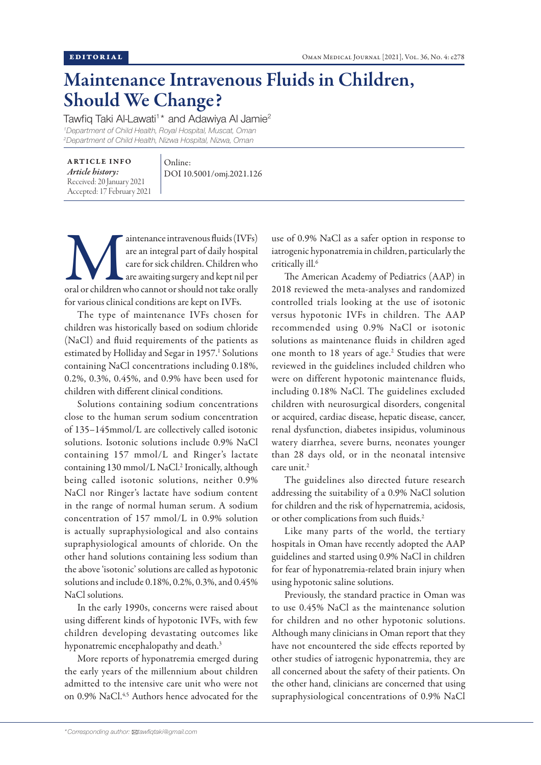EDITORIAL

# Maintenance Intravenous Fluids in Children, Should We Change?

Tawfiq Taki Al-Lawati[1]* and Adawiya Al Jamie[2]

*[1]Department of Child Health, Royal Hospital, Muscat, Oman*
*[2]Department of Child Health, Nizwa Hospital, Nizwa, Oman*

**ARTICLE INFO**
*Article history:*
Received: 20 January 2021
Accepted: 17 February 2021

Online:
DOI 10.5001/omj.2021.126

Maintenance intravenous fluids (IVFs) are an integral part of daily hospital care for sick children. Children who are awaiting surgery and kept nil per oral or children who cannot or should not take orally for various clinical conditions are kept on IVFs.

The type of maintenance IVFs chosen for children was historically based on sodium chloride (NaCl) and fluid requirements of the patients as estimated by Holliday and Segar in 1957.[1] Solutions containing NaCl concentrations including 0.18%, 0.2%, 0.3%, 0.45%, and 0.9% have been used for children with different clinical conditions.

Solutions containing sodium concentrations close to the human serum sodium concentration of 135–145mmol/L are collectively called isotonic solutions. Isotonic solutions include 0.9% NaCl containing 157 mmol/L and Ringer's lactate containing 130 mmol/L NaCl.[2] Ironically, although being called isotonic solutions, neither 0.9% NaCl nor Ringer's lactate have sodium content in the range of normal human serum. A sodium concentration of 157 mmol/L in 0.9% solution is actually supraphysiological and also contains supraphysiological amounts of chloride. On the other hand solutions containing less sodium than the above 'isotonic' solutions are called as hypotonic solutions and include 0.18%, 0.2%, 0.3%, and 0.45% NaCl solutions.

In the early 1990s, concerns were raised about using different kinds of hypotonic IVFs, with few children developing devastating outcomes like hyponatremic encephalopathy and death.[3]

More reports of hyponatremia emerged during the early years of the millennium about children admitted to the intensive care unit who were not on 0.9% NaCl.[4,5] Authors hence advocated for the use of 0.9% NaCl as a safer option in response to iatrogenic hyponatremia in children, particularly the critically ill.[6]

The American Academy of Pediatrics (AAP) in 2018 reviewed the meta-analyses and randomized controlled trials looking at the use of isotonic versus hypotonic IVFs in children. The AAP recommended using 0.9% NaCl or isotonic solutions as maintenance fluids in children aged one month to 18 years of age.[2] Studies that were reviewed in the guidelines included children who were on different hypotonic maintenance fluids, including 0.18% NaCl. The guidelines excluded children with neurosurgical disorders, congenital or acquired, cardiac disease, hepatic disease, cancer, renal dysfunction, diabetes insipidus, voluminous watery diarrhea, severe burns, neonates younger than 28 days old, or in the neonatal intensive care unit.[2]

The guidelines also directed future research addressing the suitability of a 0.9% NaCl solution for children and the risk of hypernatremia, acidosis, or other complications from such fluids.[2]

Like many parts of the world, the tertiary hospitals in Oman have recently adopted the AAP guidelines and started using 0.9% NaCl in children for fear of hyponatremia-related brain injury when using hypotonic saline solutions.

Previously, the standard practice in Oman was to use 0.45% NaCl as the maintenance solution for children and no other hypotonic solutions. Although many clinicians in Oman report that they have not encountered the side effects reported by other studies of iatrogenic hyponatremia, they are all concerned about the safety of their patients. On the other hand, clinicians are concerned that using supraphysiological concentrations of 0.9% NaCl

*\*Corresponding author: tawfiqtaki@gmail.com*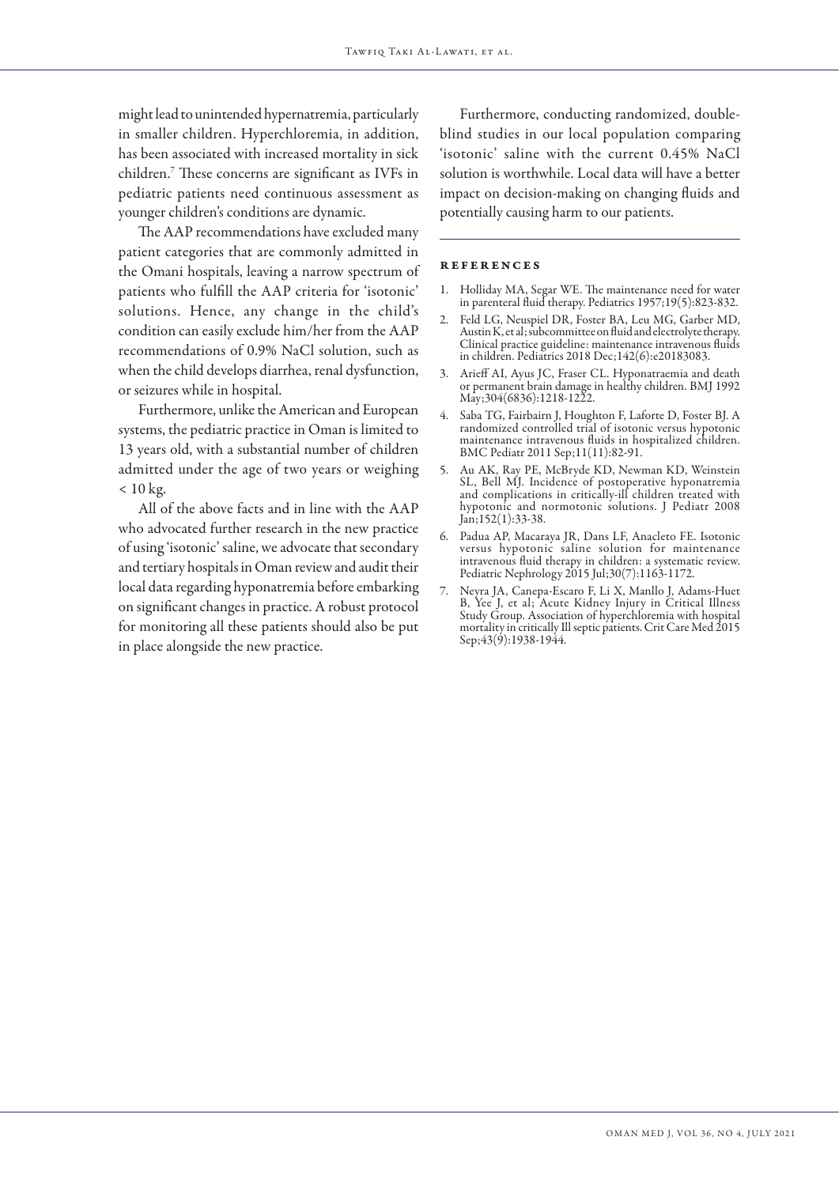might lead to unintended hypernatremia, particularly in smaller children. Hyperchloremia, in addition, has been associated with increased mortality in sick children.[7] These concerns are significant as IVFs in pediatric patients need continuous assessment as younger children's conditions are dynamic.

The AAP recommendations have excluded many patient categories that are commonly admitted in the Omani hospitals, leaving a narrow spectrum of patients who fulfill the AAP criteria for 'isotonic' solutions. Hence, any change in the child's condition can easily exclude him/her from the AAP recommendations of 0.9% NaCl solution, such as when the child develops diarrhea, renal dysfunction, or seizures while in hospital.

Furthermore, unlike the American and European systems, the pediatric practice in Oman is limited to 13 years old, with a substantial number of children admitted under the age of two years or weighing < 10 kg.

All of the above facts and in line with the AAP who advocated further research in the new practice of using 'isotonic' saline, we advocate that secondary and tertiary hospitals in Oman review and audit their local data regarding hyponatremia before embarking on significant changes in practice. A robust protocol for monitoring all these patients should also be put in place alongside the new practice.

Furthermore, conducting randomized, double-blind studies in our local population comparing 'isotonic' saline with the current 0.45% NaCl solution is worthwhile. Local data will have a better impact on decision-making on changing fluids and potentially causing harm to our patients.

## references

1. Holliday MA, Segar WE. The maintenance need for water in parenteral fluid therapy. Pediatrics 1957;19(5):823-832.
2. Feld LG, Neuspiel DR, Foster BA, Leu MG, Garber MD, Austin K, et al; subcommittee on fluid and electrolyte therapy. Clinical practice guideline: maintenance intravenous fluids in children. Pediatrics 2018 Dec;142(6):e20183083.
3. Arieff AI, Ayus JC, Fraser CL. Hyponatraemia and death or permanent brain damage in healthy children. BMJ 1992 May;304(6836):1218-1222.
4. Saba TG, Fairbairn J, Houghton F, Laforte D, Foster BJ. A randomized controlled trial of isotonic versus hypotonic maintenance intravenous fluids in hospitalized children. BMC Pediatr 2011 Sep;11(11):82-91.
5. Au AK, Ray PE, McBryde KD, Newman KD, Weinstein SL, Bell MJ. Incidence of postoperative hyponatremia and complications in critically-ill children treated with hypotonic and normotonic solutions. J Pediatr 2008 Jan;152(1):33-38.
6. Padua AP, Macaraya JR, Dans LF, Anacleto FE. Isotonic versus hypotonic saline solution for maintenance intravenous fluid therapy in children: a systematic review. Pediatric Nephrology 2015 Jul;30(7):1163-1172.
7. Neyra JA, Canepa-Escaro F, Li X, Manllo J, Adams-Huet B, Yee J, et al; Acute Kidney Injury in Critical Illness Study Group. Association of hyperchloremia with hospital mortality in critically Ill septic patients. Crit Care Med 2015 Sep;43(9):1938-1944.